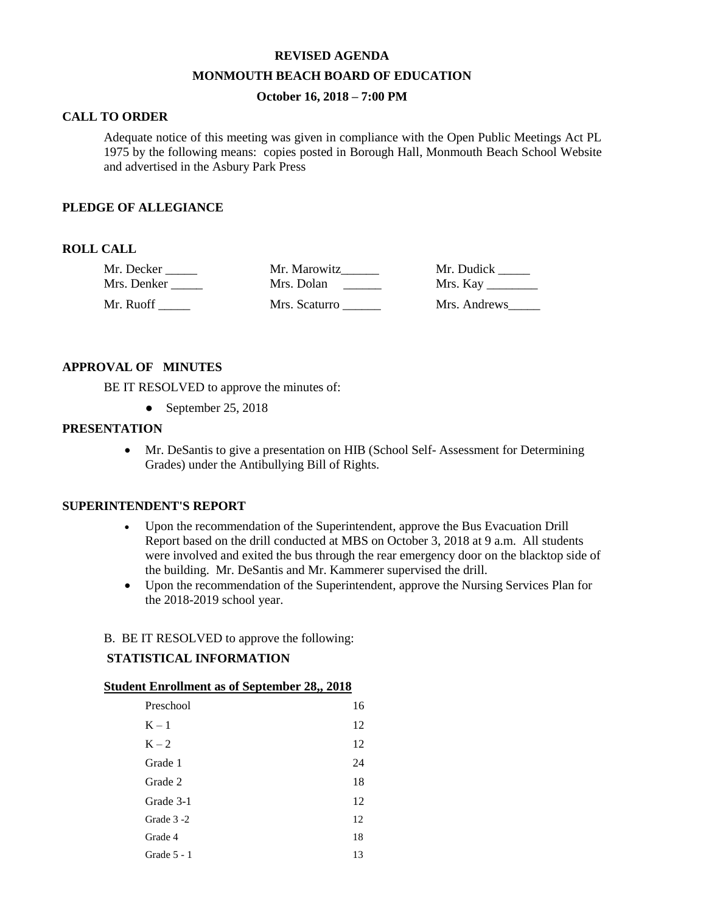**REVISED AGENDA**

**MONMOUTH BEACH BOARD OF EDUCATION**

**October 16, 2018 – 7:00 PM**

## CALL TO ORDER

Adequate notice of this meeting was given in compliance with the Open Public Meetings Act PL 1975 by the following means: copies posted in Borough Hall, Monmouth Beach School Website and advertised in the Asbury Park Press

## PLEDGE OF ALLEGIANCE

## ROLL CALL

| | | |
|---|---|---|
| Mr. Decker _____ | Mr. Marowitz______ | Mr. Dudick _____ |
| Mrs. Denker _____ | Mrs. Dolan ______ | Mrs. Kay ________ |
| Mr. Ruoff _____ | Mrs. Scaturro ______ | Mrs. Andrews_____ |

## APPROVAL OF MINUTES

BE IT RESOLVED to approve the minutes of:

- September 25, 2018

## PRESENTATION

- Mr. DeSantis to give a presentation on HIB (School Self- Assessment for Determining Grades) under the Antibullying Bill of Rights.

## SUPERINTENDENT'S REPORT

- Upon the recommendation of the Superintendent, approve the Bus Evacuation Drill Report based on the drill conducted at MBS on October 3, 2018 at 9 a.m. All students were involved and exited the bus through the rear emergency door on the blacktop side of the building. Mr. DeSantis and Mr. Kammerer supervised the drill.
- Upon the recommendation of the Superintendent, approve the Nursing Services Plan for the 2018-2019 school year.

B. BE IT RESOLVED to approve the following:

**STATISTICAL INFORMATION**

**Student Enrollment as of September 28,, 2018**

| | |
|---|---|
| Preschool | 16 |
| K – 1 | 12 |
| K – 2 | 12 |
| Grade 1 | 24 |
| Grade 2 | 18 |
| Grade 3-1 | 12 |
| Grade 3 -2 | 12 |
| Grade 4 | 18 |
| Grade 5 - 1 | 13 |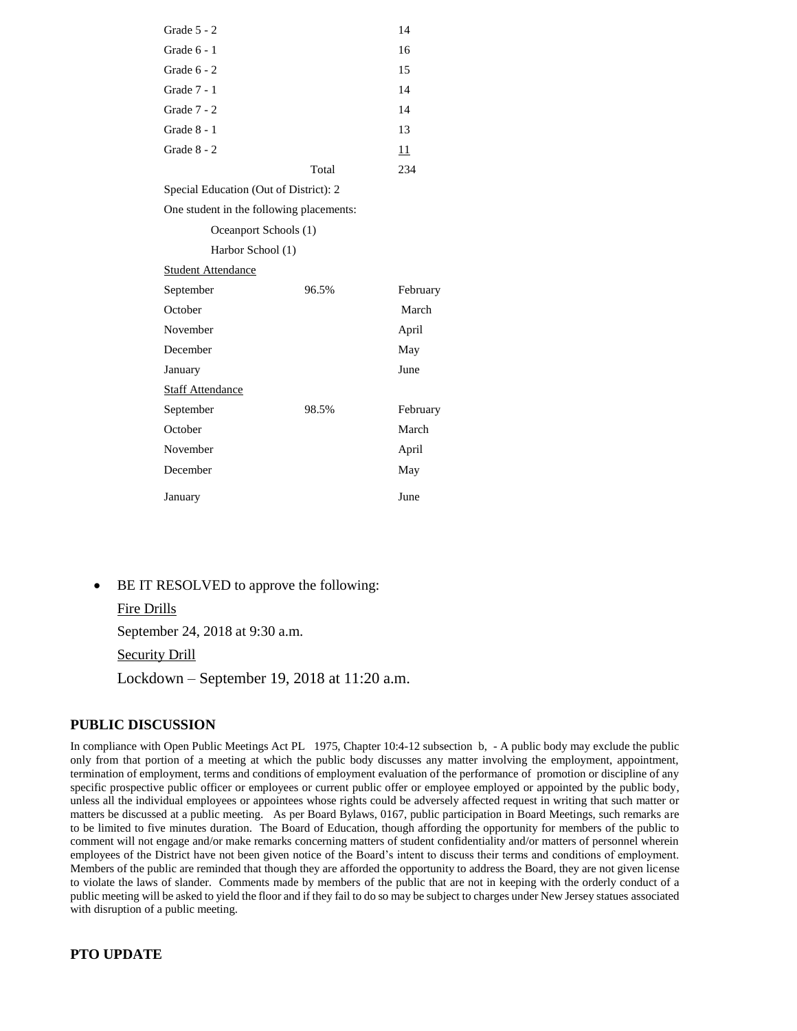| | | |
|---|---|---|
| Grade 5 - 2 | | 14 |
| Grade 6 - 1 | | 16 |
| Grade 6 - 2 | | 15 |
| Grade 7 - 1 | | 14 |
| Grade 7 - 2 | | 14 |
| Grade 8 - 1 | | 13 |
| Grade 8 - 2 | | 11 |
| | Total | 234 |

Special Education (Out of District): 2

One student in the following placements:

Oceanport Schools (1)

Harbor School (1)

Student Attendance

| | | |
|---|---|---|
| September | 96.5% | February |
| October | | March |
| November | | April |
| December | | May |
| January | | June |

Staff Attendance

| | | |
|---|---|---|
| September | 98.5% | February |
| October | | March |
| November | | April |
| December | | May |
| January | | June |

- BE IT RESOLVED to approve the following:

  Fire Drills

  September 24, 2018 at 9:30 a.m.

  Security Drill

  Lockdown – September 19, 2018 at 11:20 a.m.

## PUBLIC DISCUSSION

In compliance with Open Public Meetings Act PL 1975, Chapter 10:4-12 subsection b, - A public body may exclude the public only from that portion of a meeting at which the public body discusses any matter involving the employment, appointment, termination of employment, terms and conditions of employment evaluation of the performance of promotion or discipline of any specific prospective public officer or employees or current public offer or employee employed or appointed by the public body, unless all the individual employees or appointees whose rights could be adversely affected request in writing that such matter or matters be discussed at a public meeting. As per Board Bylaws, 0167, public participation in Board Meetings, such remarks are to be limited to five minutes duration. The Board of Education, though affording the opportunity for members of the public to comment will not engage and/or make remarks concerning matters of student confidentiality and/or matters of personnel wherein employees of the District have not been given notice of the Board's intent to discuss their terms and conditions of employment. Members of the public are reminded that though they are afforded the opportunity to address the Board, they are not given license to violate the laws of slander. Comments made by members of the public that are not in keeping with the orderly conduct of a public meeting will be asked to yield the floor and if they fail to do so may be subject to charges under New Jersey statues associated with disruption of a public meeting.

## PTO UPDATE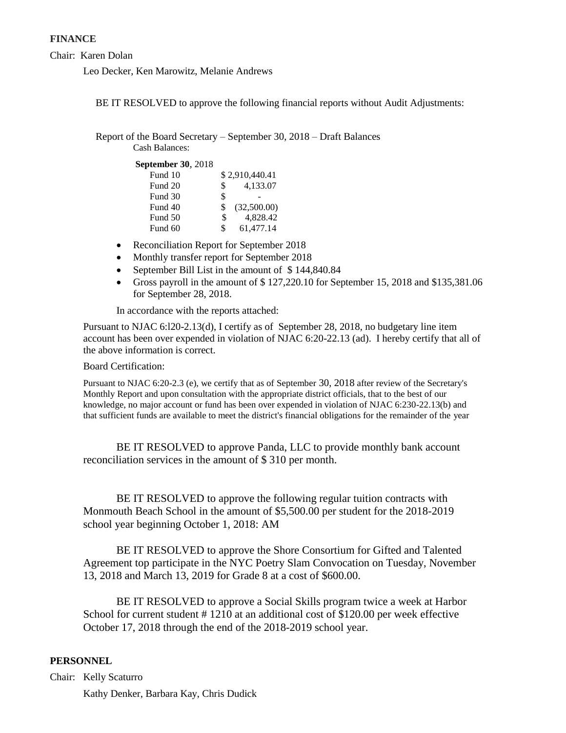**FINANCE**

Chair: Karen Dolan

Leo Decker, Ken Marowitz, Melanie Andrews

BE IT RESOLVED to approve the following financial reports without Audit Adjustments:

Report of the Board Secretary – September 30, 2018 – Draft Balances

Cash Balances:

| **September 30**, 2018 | |
|---|---|
| Fund 10 | $ 2,910,440.41 |
| Fund 20 | $ 4,133.07 |
| Fund 30 | $ - |
| Fund 40 | $ (32,500.00) |
| Fund 50 | $ 4,828.42 |
| Fund 60 | $ 61,477.14 |

- Reconciliation Report for September 2018
- Monthly transfer report for September 2018
- September Bill List in the amount of $ 144,840.84
- Gross payroll in the amount of $ 127,220.10 for September 15, 2018 and $135,381.06 for September 28, 2018.

In accordance with the reports attached:

Pursuant to NJAC 6:l20-2.13(d), I certify as of September 28, 2018, no budgetary line item account has been over expended in violation of NJAC 6:20-22.13 (ad). I hereby certify that all of the above information is correct.

Board Certification:

Pursuant to NJAC 6:20-2.3 (e), we certify that as of September 30, 2018 after review of the Secretary's Monthly Report and upon consultation with the appropriate district officials, that to the best of our knowledge, no major account or fund has been over expended in violation of NJAC 6:230-22.13(b) and that sufficient funds are available to meet the district's financial obligations for the remainder of the year

BE IT RESOLVED to approve Panda, LLC to provide monthly bank account reconciliation services in the amount of $ 310 per month.

BE IT RESOLVED to approve the following regular tuition contracts with Monmouth Beach School in the amount of $5,500.00 per student for the 2018-2019 school year beginning October 1, 2018: AM

BE IT RESOLVED to approve the Shore Consortium for Gifted and Talented Agreement top participate in the NYC Poetry Slam Convocation on Tuesday, November 13, 2018 and March 13, 2019 for Grade 8 at a cost of $600.00.

BE IT RESOLVED to approve a Social Skills program twice a week at Harbor School for current student # 1210 at an additional cost of $120.00 per week effective October 17, 2018 through the end of the 2018-2019 school year.

**PERSONNEL**

Chair: Kelly Scaturro

Kathy Denker, Barbara Kay, Chris Dudick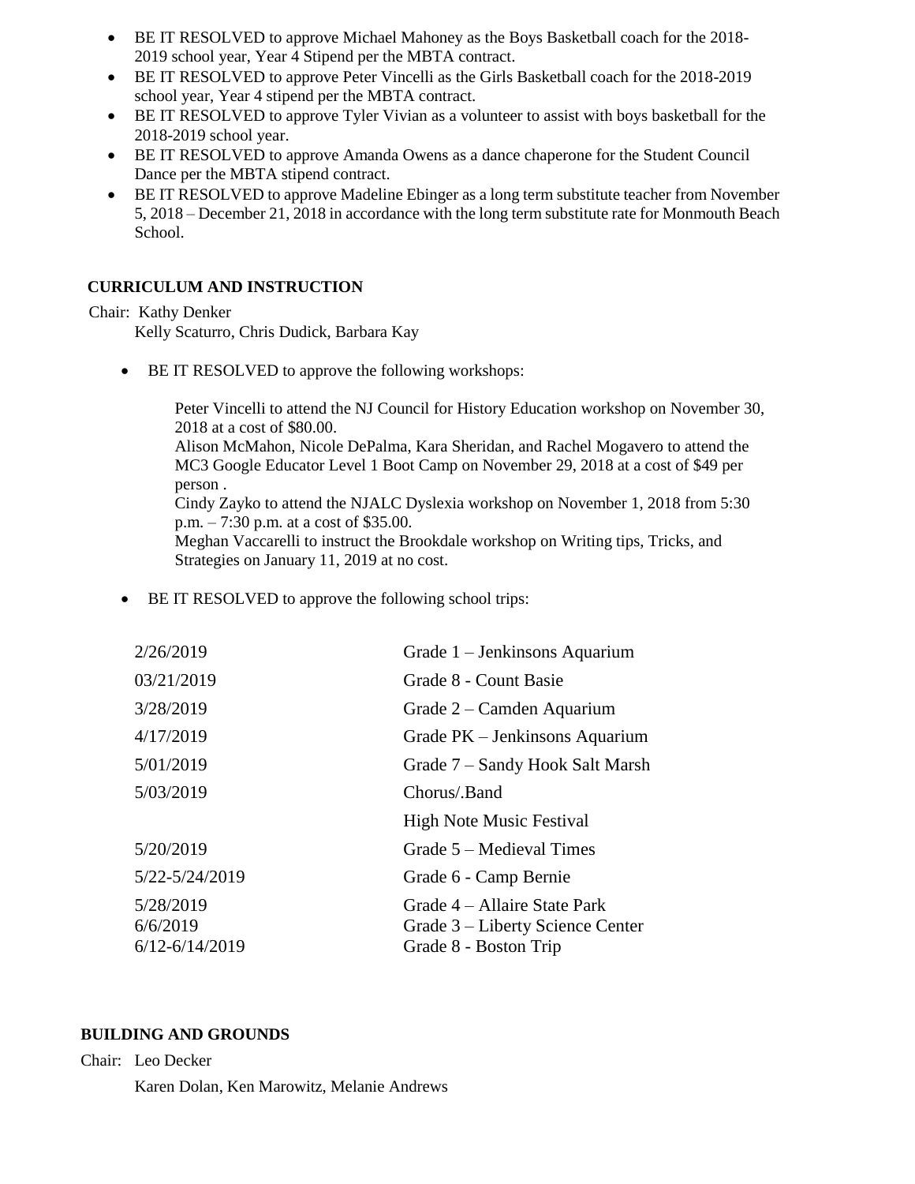- BE IT RESOLVED to approve Michael Mahoney as the Boys Basketball coach for the 2018-2019 school year, Year 4 Stipend per the MBTA contract.
- BE IT RESOLVED to approve Peter Vincelli as the Girls Basketball coach for the 2018-2019 school year, Year 4 stipend per the MBTA contract.
- BE IT RESOLVED to approve Tyler Vivian as a volunteer to assist with boys basketball for the 2018-2019 school year.
- BE IT RESOLVED to approve Amanda Owens as a dance chaperone for the Student Council Dance per the MBTA stipend contract.
- BE IT RESOLVED to approve Madeline Ebinger as a long term substitute teacher from November 5, 2018 – December 21, 2018 in accordance with the long term substitute rate for Monmouth Beach School.

**CURRICULUM AND INSTRUCTION**

Chair: Kathy Denker
Kelly Scaturro, Chris Dudick, Barbara Kay

- BE IT RESOLVED to approve the following workshops:

  Peter Vincelli to attend the NJ Council for History Education workshop on November 30, 2018 at a cost of $80.00.
  Alison McMahon, Nicole DePalma, Kara Sheridan, and Rachel Mogavero to attend the MC3 Google Educator Level 1 Boot Camp on November 29, 2018 at a cost of $49 per person .
  Cindy Zayko to attend the NJALC Dyslexia workshop on November 1, 2018 from 5:30 p.m. – 7:30 p.m. at a cost of $35.00.
  Meghan Vaccarelli to instruct the Brookdale workshop on Writing tips, Tricks, and Strategies on January 11, 2019 at no cost.

- BE IT RESOLVED to approve the following school trips:

| | |
|---|---|
| 2/26/2019 | Grade 1 – Jenkinsons Aquarium |
| 03/21/2019 | Grade 8 - Count Basie |
| 3/28/2019 | Grade 2 – Camden Aquarium |
| 4/17/2019 | Grade PK – Jenkinsons Aquarium |
| 5/01/2019 | Grade 7 – Sandy Hook Salt Marsh |
| 5/03/2019 | Chorus/.Band High Note Music Festival |
| 5/20/2019 | Grade 5 – Medieval Times |
| 5/22-5/24/2019 | Grade 6 - Camp Bernie |
| 5/28/2019 | Grade 4 – Allaire State Park |
| 6/6/2019 | Grade 3 – Liberty Science Center |
| 6/12-6/14/2019 | Grade 8 - Boston Trip |

**BUILDING AND GROUNDS**

Chair: Leo Decker
Karen Dolan, Ken Marowitz, Melanie Andrews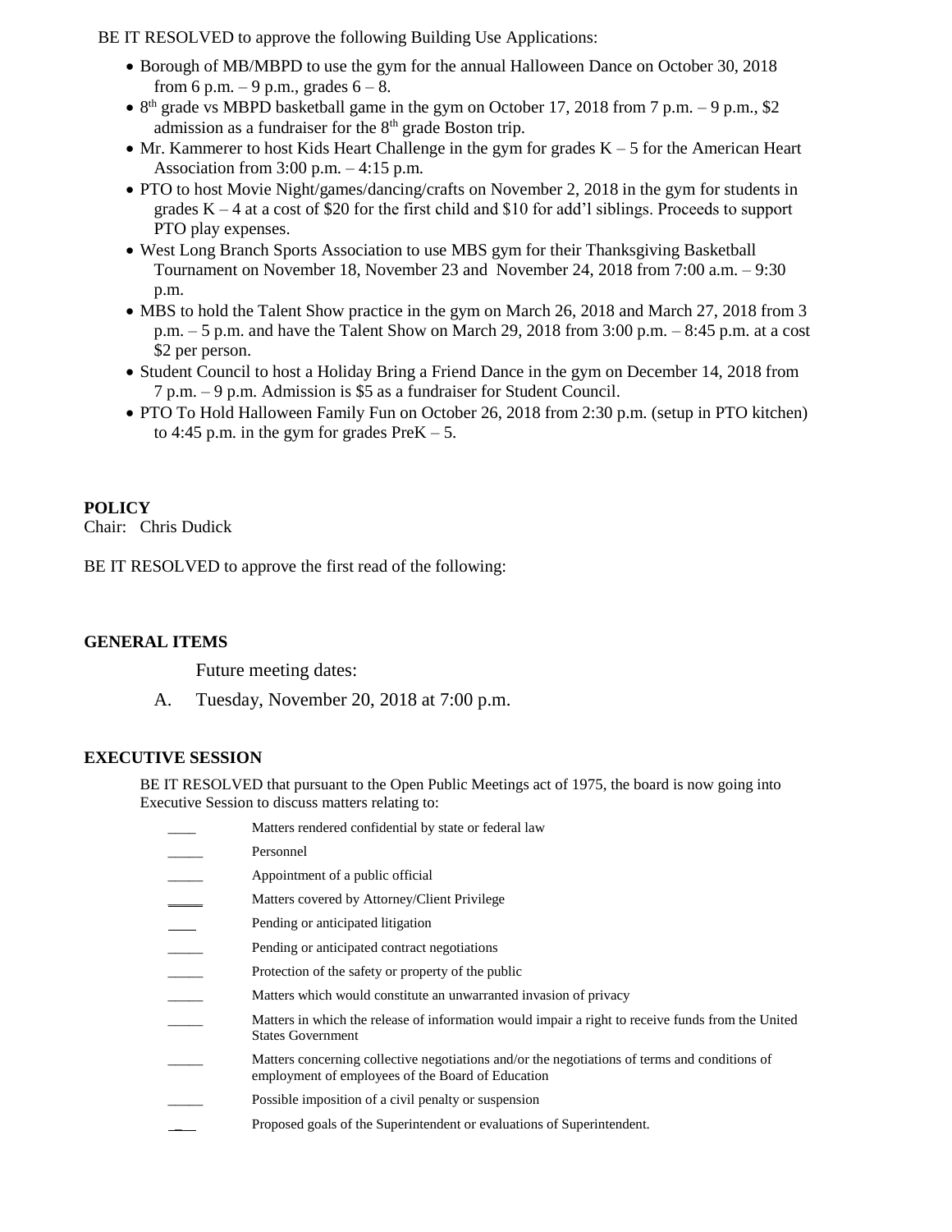BE IT RESOLVED to approve the following Building Use Applications:

- Borough of MB/MBPD to use the gym for the annual Halloween Dance on October 30, 2018 from 6 p.m. – 9 p.m., grades 6 – 8.
- 8th grade vs MBPD basketball game in the gym on October 17, 2018 from 7 p.m. – 9 p.m., $2 admission as a fundraiser for the 8th grade Boston trip.
- Mr. Kammerer to host Kids Heart Challenge in the gym for grades K – 5 for the American Heart Association from 3:00 p.m. – 4:15 p.m.
- PTO to host Movie Night/games/dancing/crafts on November 2, 2018 in the gym for students in grades K – 4 at a cost of $20 for the first child and $10 for add'l siblings. Proceeds to support PTO play expenses.
- West Long Branch Sports Association to use MBS gym for their Thanksgiving Basketball Tournament on November 18, November 23 and November 24, 2018 from 7:00 a.m. – 9:30 p.m.
- MBS to hold the Talent Show practice in the gym on March 26, 2018 and March 27, 2018 from 3 p.m. – 5 p.m. and have the Talent Show on March 29, 2018 from 3:00 p.m. – 8:45 p.m. at a cost $2 per person.
- Student Council to host a Holiday Bring a Friend Dance in the gym on December 14, 2018 from 7 p.m. – 9 p.m. Admission is $5 as a fundraiser for Student Council.
- PTO To Hold Halloween Family Fun on October 26, 2018 from 2:30 p.m. (setup in PTO kitchen) to 4:45 p.m. in the gym for grades PreK – 5.

**POLICY**
Chair: Chris Dudick

BE IT RESOLVED to approve the first read of the following:

**GENERAL ITEMS**

Future meeting dates:

A. Tuesday, November 20, 2018 at 7:00 p.m.

**EXECUTIVE SESSION**

BE IT RESOLVED that pursuant to the Open Public Meetings act of 1975, the board is now going into Executive Session to discuss matters relating to:

____ Matters rendered confidential by state or federal law

_____ Personnel

_____ Appointment of a public official

_____ Matters covered by Attorney/Client Privilege

____ Pending or anticipated litigation

_____ Pending or anticipated contract negotiations

_____ Protection of the safety or property of the public

_____ Matters which would constitute an unwarranted invasion of privacy

_____ Matters in which the release of information would impair a right to receive funds from the United States Government

_____ Matters concerning collective negotiations and/or the negotiations of terms and conditions of employment of employees of the Board of Education

_____ Possible imposition of a civil penalty or suspension

____ Proposed goals of the Superintendent or evaluations of Superintendent.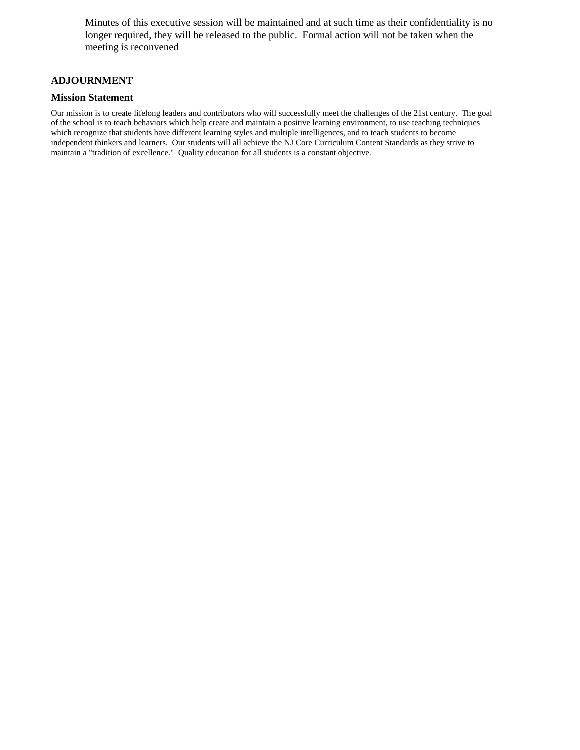Minutes of this executive session will be maintained and at such time as their confidentiality is no longer required, they will be released to the public. Formal action will not be taken when the meeting is reconvened

**ADJOURNMENT**

### Mission Statement

Our mission is to create lifelong leaders and contributors who will successfully meet the challenges of the 21st century. The goal of the school is to teach behaviors which help create and maintain a positive learning environment, to use teaching techniques which recognize that students have different learning styles and multiple intelligences, and to teach students to become independent thinkers and learners. Our students will all achieve the NJ Core Curriculum Content Standards as they strive to maintain a "tradition of excellence." Quality education for all students is a constant objective.